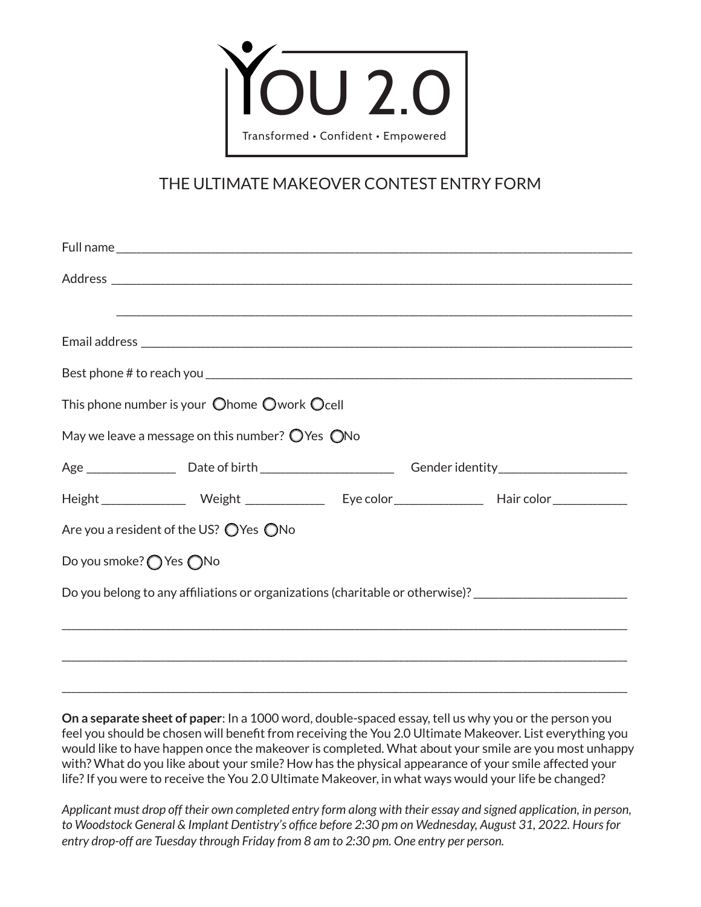# YOU 2.0

Transformed • Confident • Empowered

## THE ULTIMATE MAKEOVER CONTEST ENTRY FORM

Full name ___________________________________________________________________________

Address _____________________________________________________________________________

_____________________________________________________________________________

Email address ________________________________________________________________________

Best phone # to reach you ______________________________________________________________

This phone number is your ◯ home ◯ work ◯ cell

May we leave a message on this number? ◯ Yes ◯ No

Age ______________ Date of birth _____________________ Gender identity____________________

Height _____________ Weight ____________ Eye color ______________ Hair color ___________

Are you a resident of the US? ◯ Yes ◯ No

Do you smoke? ◯ Yes ◯ No

Do you belong to any affiliations or organizations (charitable or otherwise)? ________________________

_____________________________________________________________________________

_____________________________________________________________________________

_____________________________________________________________________________

**On a separate sheet of paper**: In a 1000 word, double-spaced essay, tell us why you or the person you feel you should be chosen will benefit from receiving the You 2.0 Ultimate Makeover. List everything you would like to have happen once the makeover is completed. What about your smile are you most unhappy with? What do you like about your smile? How has the physical appearance of your smile affected your life? If you were to receive the You 2.0 Ultimate Makeover, in what ways would your life be changed?

*Applicant must drop off their own completed entry form along with their essay and signed application, in person, to Woodstock General & Implant Dentistry's office before 2:30 pm on Wednesday, August 31, 2022. Hours for entry drop-off are Tuesday through Friday from 8 am to 2:30 pm. One entry per person.*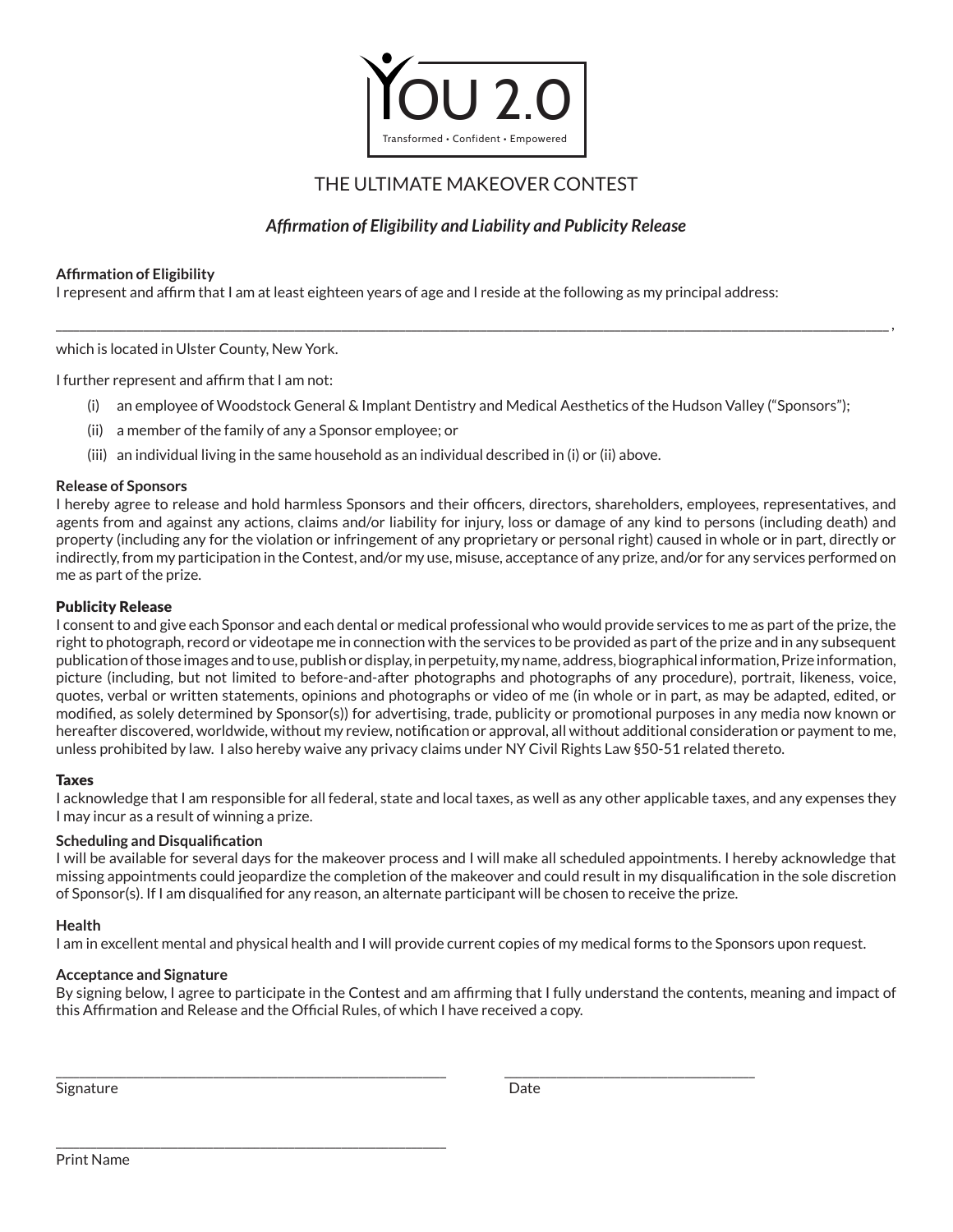YOU 2.0

Transformed • Confident • Empowered

# THE ULTIMATE MAKEOVER CONTEST

## *Affirmation of Eligibility and Liability and Publicity Release*

**Affirmation of Eligibility**

I represent and affirm that I am at least eighteen years of age and I reside at the following as my principal address:

______________________________________________________________________________________________________________,

which is located in Ulster County, New York.

I further represent and affirm that I am not:

(i) an employee of Woodstock General & Implant Dentistry and Medical Aesthetics of the Hudson Valley ("Sponsors");

(ii) a member of the family of any a Sponsor employee; or

(iii) an individual living in the same household as an individual described in (i) or (ii) above.

**Release of Sponsors**

I hereby agree to release and hold harmless Sponsors and their officers, directors, shareholders, employees, representatives, and agents from and against any actions, claims and/or liability for injury, loss or damage of any kind to persons (including death) and property (including any for the violation or infringement of any proprietary or personal right) caused in whole or in part, directly or indirectly, from my participation in the Contest, and/or my use, misuse, acceptance of any prize, and/or for any services performed on me as part of the prize.

**Publicity Release**

I consent to and give each Sponsor and each dental or medical professional who would provide services to me as part of the prize, the right to photograph, record or videotape me in connection with the services to be provided as part of the prize and in any subsequent publication of those images and to use, publish or display, in perpetuity, my name, address, biographical information, Prize information, picture (including, but not limited to before-and-after photographs and photographs of any procedure), portrait, likeness, voice, quotes, verbal or written statements, opinions and photographs or video of me (in whole or in part, as may be adapted, edited, or modified, as solely determined by Sponsor(s)) for advertising, trade, publicity or promotional purposes in any media now known or hereafter discovered, worldwide, without my review, notification or approval, all without additional consideration or payment to me, unless prohibited by law. I also hereby waive any privacy claims under NY Civil Rights Law §50-51 related thereto.

**Taxes**

I acknowledge that I am responsible for all federal, state and local taxes, as well as any other applicable taxes, and any expenses they I may incur as a result of winning a prize.

**Scheduling and Disqualification**

I will be available for several days for the makeover process and I will make all scheduled appointments. I hereby acknowledge that missing appointments could jeopardize the completion of the makeover and could result in my disqualification in the sole discretion of Sponsor(s). If I am disqualified for any reason, an alternate participant will be chosen to receive the prize.

**Health**

I am in excellent mental and physical health and I will provide current copies of my medical forms to the Sponsors upon request.

**Acceptance and Signature**

By signing below, I agree to participate in the Contest and am affirming that I fully understand the contents, meaning and impact of this Affirmation and Release and the Official Rules, of which I have received a copy.

______________________________________________ ______________________________

Signature Date

______________________________________________

Print Name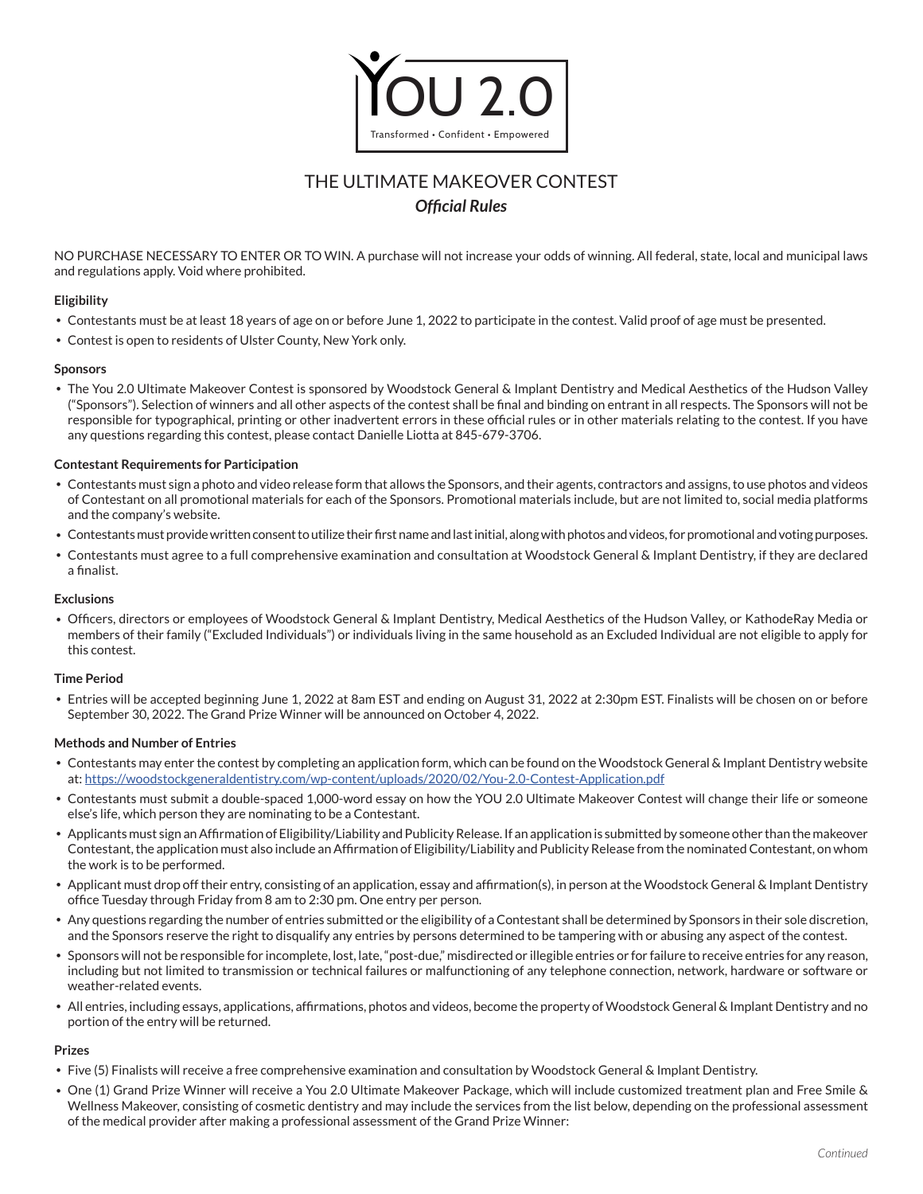YOU 2.0

Transformed • Confident • Empowered

# THE ULTIMATE MAKEOVER CONTEST

## *Official Rules*

NO PURCHASE NECESSARY TO ENTER OR TO WIN. A purchase will not increase your odds of winning. All federal, state, local and municipal laws and regulations apply. Void where prohibited.

**Eligibility**

- Contestants must be at least 18 years of age on or before June 1, 2022 to participate in the contest. Valid proof of age must be presented.
- Contest is open to residents of Ulster County, New York only.

**Sponsors**

- The You 2.0 Ultimate Makeover Contest is sponsored by Woodstock General & Implant Dentistry and Medical Aesthetics of the Hudson Valley ("Sponsors"). Selection of winners and all other aspects of the contest shall be final and binding on entrant in all respects. The Sponsors will not be responsible for typographical, printing or other inadvertent errors in these official rules or in other materials relating to the contest. If you have any questions regarding this contest, please contact Danielle Liotta at 845-679-3706.

**Contestant Requirements for Participation**

- Contestants must sign a photo and video release form that allows the Sponsors, and their agents, contractors and assigns, to use photos and videos of Contestant on all promotional materials for each of the Sponsors. Promotional materials include, but are not limited to, social media platforms and the company's website.
- Contestants must provide written consent to utilize their first name and last initial, along with photos and videos, for promotional and voting purposes.
- Contestants must agree to a full comprehensive examination and consultation at Woodstock General & Implant Dentistry, if they are declared a finalist.

**Exclusions**

- Officers, directors or employees of Woodstock General & Implant Dentistry, Medical Aesthetics of the Hudson Valley, or KathodeRay Media or members of their family ("Excluded Individuals") or individuals living in the same household as an Excluded Individual are not eligible to apply for this contest.

**Time Period**

- Entries will be accepted beginning June 1, 2022 at 8am EST and ending on August 31, 2022 at 2:30pm EST. Finalists will be chosen on or before September 30, 2022. The Grand Prize Winner will be announced on October 4, 2022.

**Methods and Number of Entries**

- Contestants may enter the contest by completing an application form, which can be found on the Woodstock General & Implant Dentistry website at: https://woodstockgeneraldentistry.com/wp-content/uploads/2020/02/You-2.0-Contest-Application.pdf
- Contestants must submit a double-spaced 1,000-word essay on how the YOU 2.0 Ultimate Makeover Contest will change their life or someone else's life, which person they are nominating to be a Contestant.
- Applicants must sign an Affirmation of Eligibility/Liability and Publicity Release. If an application is submitted by someone other than the makeover Contestant, the application must also include an Affirmation of Eligibility/Liability and Publicity Release from the nominated Contestant, on whom the work is to be performed.
- Applicant must drop off their entry, consisting of an application, essay and affirmation(s), in person at the Woodstock General & Implant Dentistry office Tuesday through Friday from 8 am to 2:30 pm. One entry per person.
- Any questions regarding the number of entries submitted or the eligibility of a Contestant shall be determined by Sponsors in their sole discretion, and the Sponsors reserve the right to disqualify any entries by persons determined to be tampering with or abusing any aspect of the contest.
- Sponsors will not be responsible for incomplete, lost, late, "post-due," misdirected or illegible entries or for failure to receive entries for any reason, including but not limited to transmission or technical failures or malfunctioning of any telephone connection, network, hardware or software or weather-related events.
- All entries, including essays, applications, affirmations, photos and videos, become the property of Woodstock General & Implant Dentistry and no portion of the entry will be returned.

**Prizes**

- Five (5) Finalists will receive a free comprehensive examination and consultation by Woodstock General & Implant Dentistry.
- One (1) Grand Prize Winner will receive a You 2.0 Ultimate Makeover Package, which will include customized treatment plan and Free Smile & Wellness Makeover, consisting of cosmetic dentistry and may include the services from the list below, depending on the professional assessment of the medical provider after making a professional assessment of the Grand Prize Winner:

*Continued*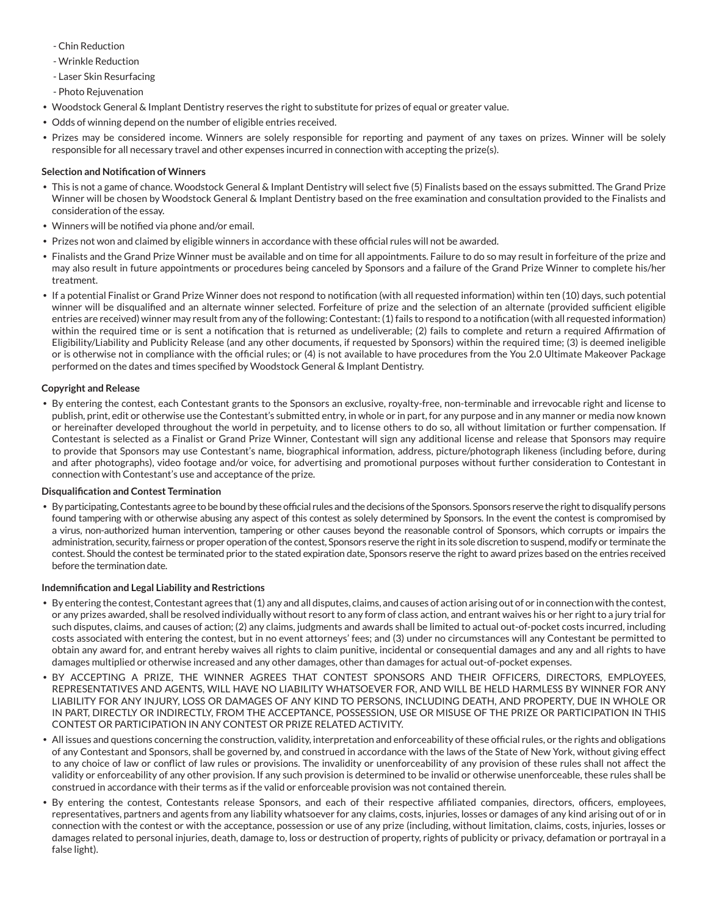- Chin Reduction
- Wrinkle Reduction
- Laser Skin Resurfacing
- Photo Rejuvenation

- Woodstock General & Implant Dentistry reserves the right to substitute for prizes of equal or greater value.
- Odds of winning depend on the number of eligible entries received.
- Prizes may be considered income. Winners are solely responsible for reporting and payment of any taxes on prizes. Winner will be solely responsible for all necessary travel and other expenses incurred in connection with accepting the prize(s).

**Selection and Notification of Winners**

- This is not a game of chance. Woodstock General & Implant Dentistry will select five (5) Finalists based on the essays submitted. The Grand Prize Winner will be chosen by Woodstock General & Implant Dentistry based on the free examination and consultation provided to the Finalists and consideration of the essay.
- Winners will be notified via phone and/or email.
- Prizes not won and claimed by eligible winners in accordance with these official rules will not be awarded.
- Finalists and the Grand Prize Winner must be available and on time for all appointments. Failure to do so may result in forfeiture of the prize and may also result in future appointments or procedures being canceled by Sponsors and a failure of the Grand Prize Winner to complete his/her treatment.
- If a potential Finalist or Grand Prize Winner does not respond to notification (with all requested information) within ten (10) days, such potential winner will be disqualified and an alternate winner selected. Forfeiture of prize and the selection of an alternate (provided sufficient eligible entries are received) winner may result from any of the following: Contestant: (1) fails to respond to a notification (with all requested information) within the required time or is sent a notification that is returned as undeliverable; (2) fails to complete and return a required Affirmation of Eligibility/Liability and Publicity Release (and any other documents, if requested by Sponsors) within the required time; (3) is deemed ineligible or is otherwise not in compliance with the official rules; or (4) is not available to have procedures from the You 2.0 Ultimate Makeover Package performed on the dates and times specified by Woodstock General & Implant Dentistry.

**Copyright and Release**

- By entering the contest, each Contestant grants to the Sponsors an exclusive, royalty-free, non-terminable and irrevocable right and license to publish, print, edit or otherwise use the Contestant's submitted entry, in whole or in part, for any purpose and in any manner or media now known or hereinafter developed throughout the world in perpetuity, and to license others to do so, all without limitation or further compensation. If Contestant is selected as a Finalist or Grand Prize Winner, Contestant will sign any additional license and release that Sponsors may require to provide that Sponsors may use Contestant's name, biographical information, address, picture/photograph likeness (including before, during and after photographs), video footage and/or voice, for advertising and promotional purposes without further consideration to Contestant in connection with Contestant's use and acceptance of the prize.

**Disqualification and Contest Termination**

- By participating, Contestants agree to be bound by these official rules and the decisions of the Sponsors. Sponsors reserve the right to disqualify persons found tampering with or otherwise abusing any aspect of this contest as solely determined by Sponsors. In the event the contest is compromised by a virus, non-authorized human intervention, tampering or other causes beyond the reasonable control of Sponsors, which corrupts or impairs the administration, security, fairness or proper operation of the contest, Sponsors reserve the right in its sole discretion to suspend, modify or terminate the contest. Should the contest be terminated prior to the stated expiration date, Sponsors reserve the right to award prizes based on the entries received before the termination date.

**Indemnification and Legal Liability and Restrictions**

- By entering the contest, Contestant agrees that (1) any and all disputes, claims, and causes of action arising out of or in connection with the contest, or any prizes awarded, shall be resolved individually without resort to any form of class action, and entrant waives his or her right to a jury trial for such disputes, claims, and causes of action; (2) any claims, judgments and awards shall be limited to actual out-of-pocket costs incurred, including costs associated with entering the contest, but in no event attorneys' fees; and (3) under no circumstances will any Contestant be permitted to obtain any award for, and entrant hereby waives all rights to claim punitive, incidental or consequential damages and any and all rights to have damages multiplied or otherwise increased and any other damages, other than damages for actual out-of-pocket expenses.
- BY ACCEPTING A PRIZE, THE WINNER AGREES THAT CONTEST SPONSORS AND THEIR OFFICERS, DIRECTORS, EMPLOYEES, REPRESENTATIVES AND AGENTS, WILL HAVE NO LIABILITY WHATSOEVER FOR, AND WILL BE HELD HARMLESS BY WINNER FOR ANY LIABILITY FOR ANY INJURY, LOSS OR DAMAGES OF ANY KIND TO PERSONS, INCLUDING DEATH, AND PROPERTY, DUE IN WHOLE OR IN PART, DIRECTLY OR INDIRECTLY, FROM THE ACCEPTANCE, POSSESSION, USE OR MISUSE OF THE PRIZE OR PARTICIPATION IN THIS CONTEST OR PARTICIPATION IN ANY CONTEST OR PRIZE RELATED ACTIVITY.
- All issues and questions concerning the construction, validity, interpretation and enforceability of these official rules, or the rights and obligations of any Contestant and Sponsors, shall be governed by, and construed in accordance with the laws of the State of New York, without giving effect to any choice of law or conflict of law rules or provisions. The invalidity or unenforceability of any provision of these rules shall not affect the validity or enforceability of any other provision. If any such provision is determined to be invalid or otherwise unenforceable, these rules shall be construed in accordance with their terms as if the valid or enforceable provision was not contained therein.
- By entering the contest, Contestants release Sponsors, and each of their respective affiliated companies, directors, officers, employees, representatives, partners and agents from any liability whatsoever for any claims, costs, injuries, losses or damages of any kind arising out of or in connection with the contest or with the acceptance, possession or use of any prize (including, without limitation, claims, costs, injuries, losses or damages related to personal injuries, death, damage to, loss or destruction of property, rights of publicity or privacy, defamation or portrayal in a false light).